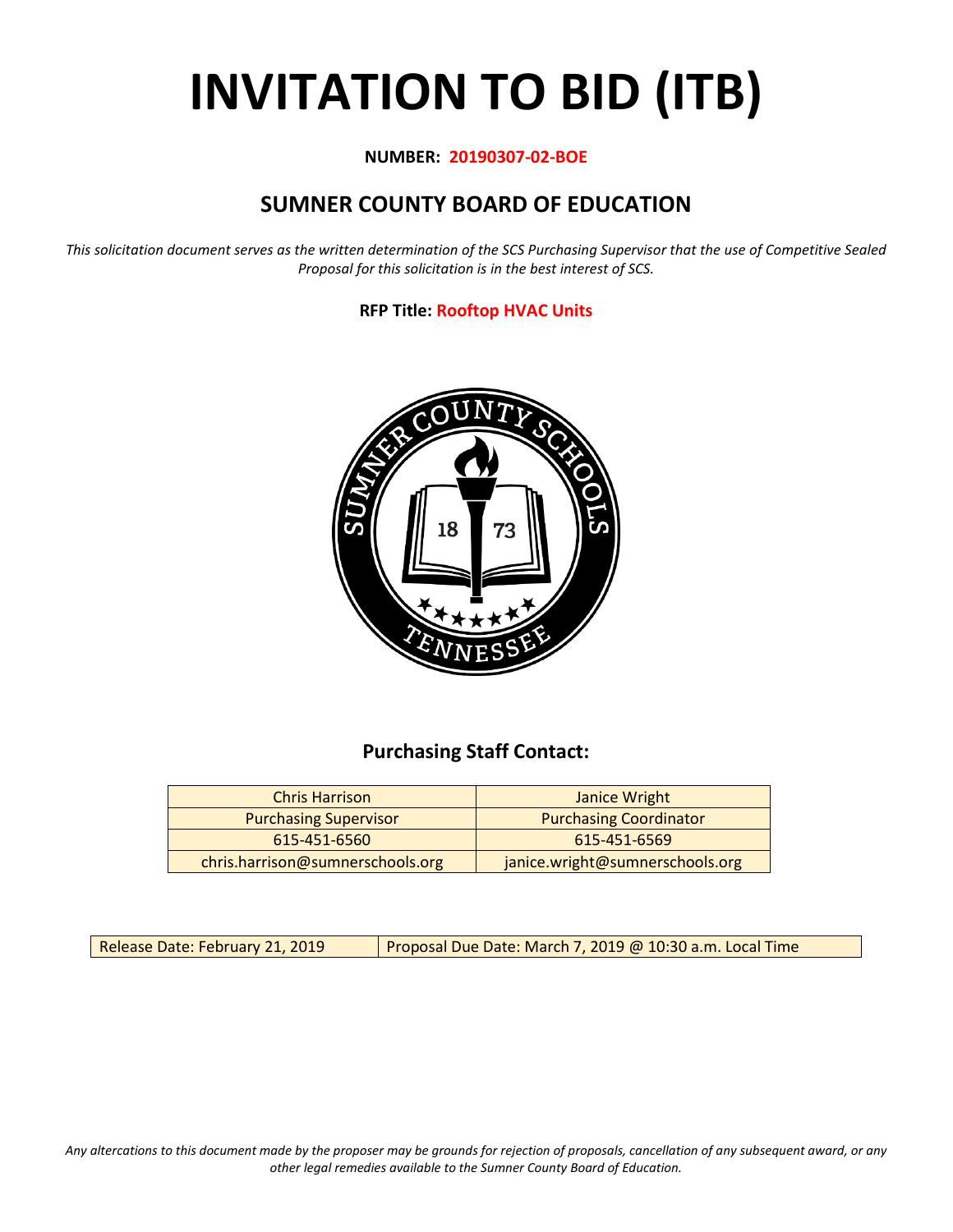# INVITATION TO BID (ITB)

**NUMBER: 20190307-02-BOE**

## SUMNER COUNTY BOARD OF EDUCATION

*This solicitation document serves as the written determination of the SCS Purchasing Supervisor that the use of Competitive Sealed Proposal for this solicitation is in the best interest of SCS.*

**RFP Title: Rooftop HVAC Units**

### Purchasing Staff Contact:

| Chris Harrison | Janice Wright |
|---|---|
| Purchasing Supervisor | Purchasing Coordinator |
| 615-451-6560 | 615-451-6569 |
| chris.harrison@sumnerschools.org | janice.wright@sumnerschools.org |

| Release Date: February 21, 2019 | Proposal Due Date: March 7, 2019 @ 10:30 a.m. Local Time |
|---|---|

*Any altercations to this document made by the proposer may be grounds for rejection of proposals, cancellation of any subsequent award, or any other legal remedies available to the Sumner County Board of Education.*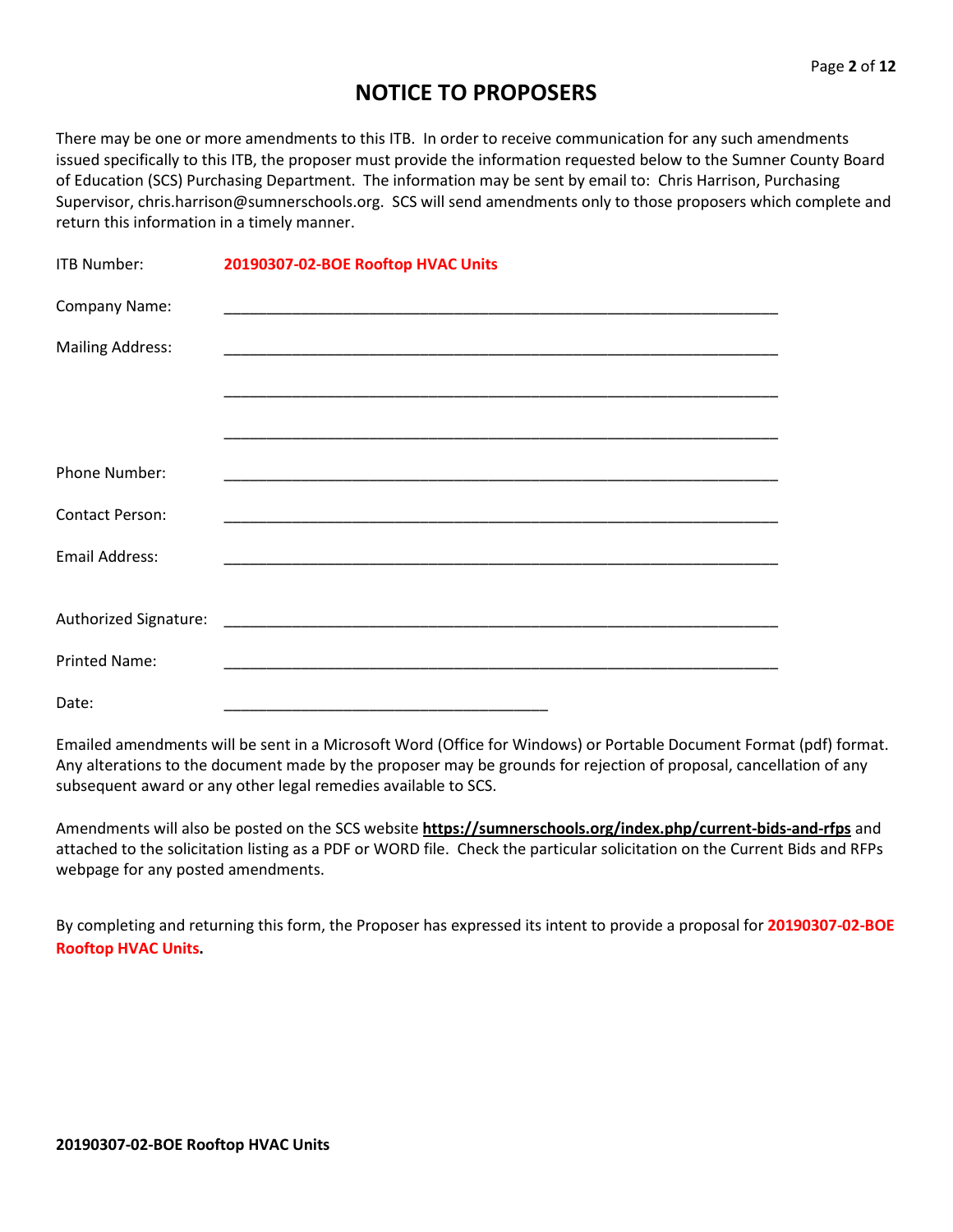# NOTICE TO PROPOSERS

There may be one or more amendments to this ITB. In order to receive communication for any such amendments issued specifically to this ITB, the proposer must provide the information requested below to the Sumner County Board of Education (SCS) Purchasing Department. The information may be sent by email to: Chris Harrison, Purchasing Supervisor, chris.harrison@sumnerschools.org. SCS will send amendments only to those proposers which complete and return this information in a timely manner.

ITB Number: **20190307-02-BOE Rooftop HVAC Units**

Company Name: ____________________________________________________________________

Mailing Address: ____________________________________________________________________

____________________________________________________________________

____________________________________________________________________

Phone Number: ____________________________________________________________________

Contact Person: ____________________________________________________________________

Email Address: ____________________________________________________________________

Authorized Signature: ____________________________________________________________________

Printed Name: ____________________________________________________________________

Date: ________________________________________

Emailed amendments will be sent in a Microsoft Word (Office for Windows) or Portable Document Format (pdf) format. Any alterations to the document made by the proposer may be grounds for rejection of proposal, cancellation of any subsequent award or any other legal remedies available to SCS.

Amendments will also be posted on the SCS website **https://sumnerschools.org/index.php/current-bids-and-rfps** and attached to the solicitation listing as a PDF or WORD file. Check the particular solicitation on the Current Bids and RFPs webpage for any posted amendments.

By completing and returning this form, the Proposer has expressed its intent to provide a proposal for **20190307-02-BOE Rooftop HVAC Units.**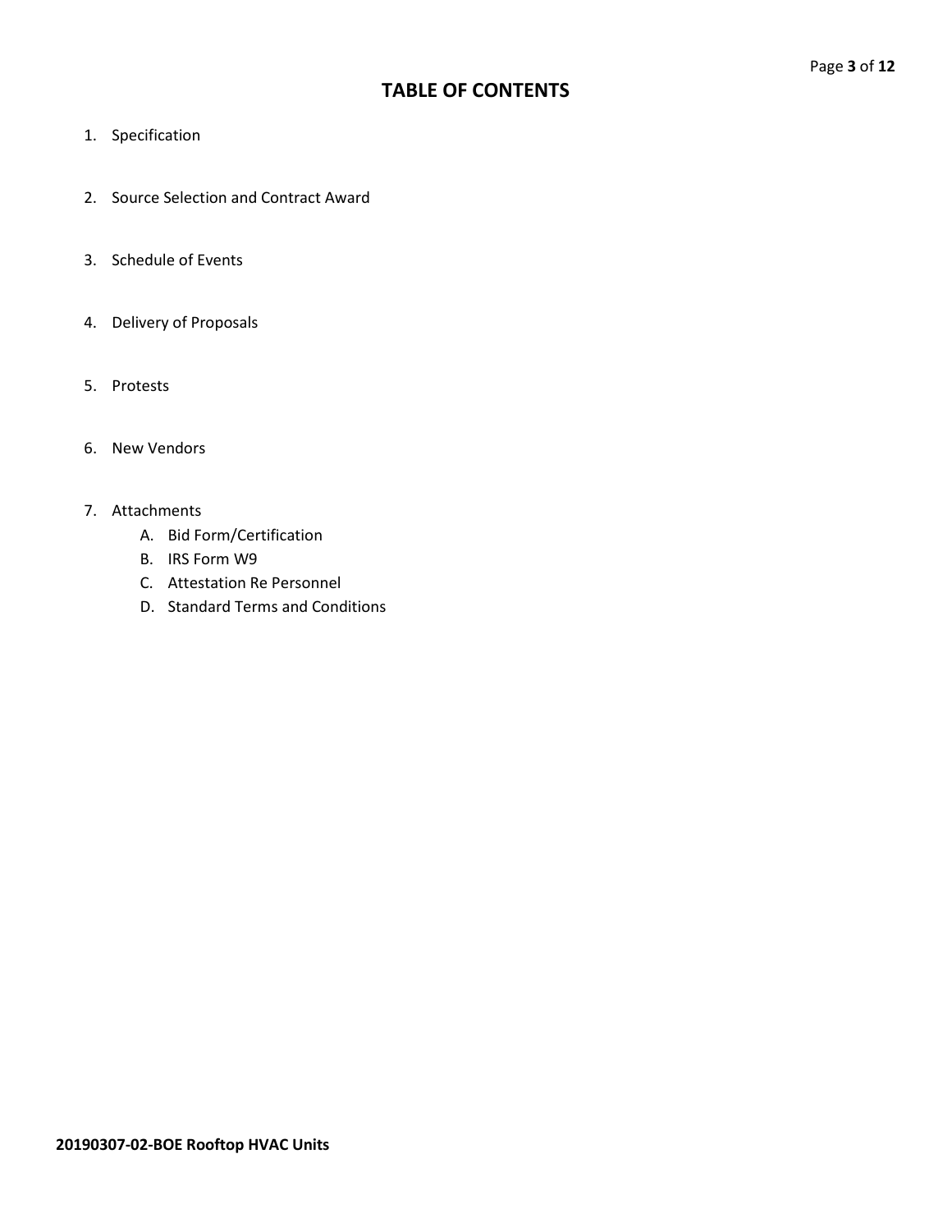# TABLE OF CONTENTS

1. Specification

2. Source Selection and Contract Award

3. Schedule of Events

4. Delivery of Proposals

5. Protests

6. New Vendors

7. Attachments
   A. Bid Form/Certification
   B. IRS Form W9
   C. Attestation Re Personnel
   D. Standard Terms and Conditions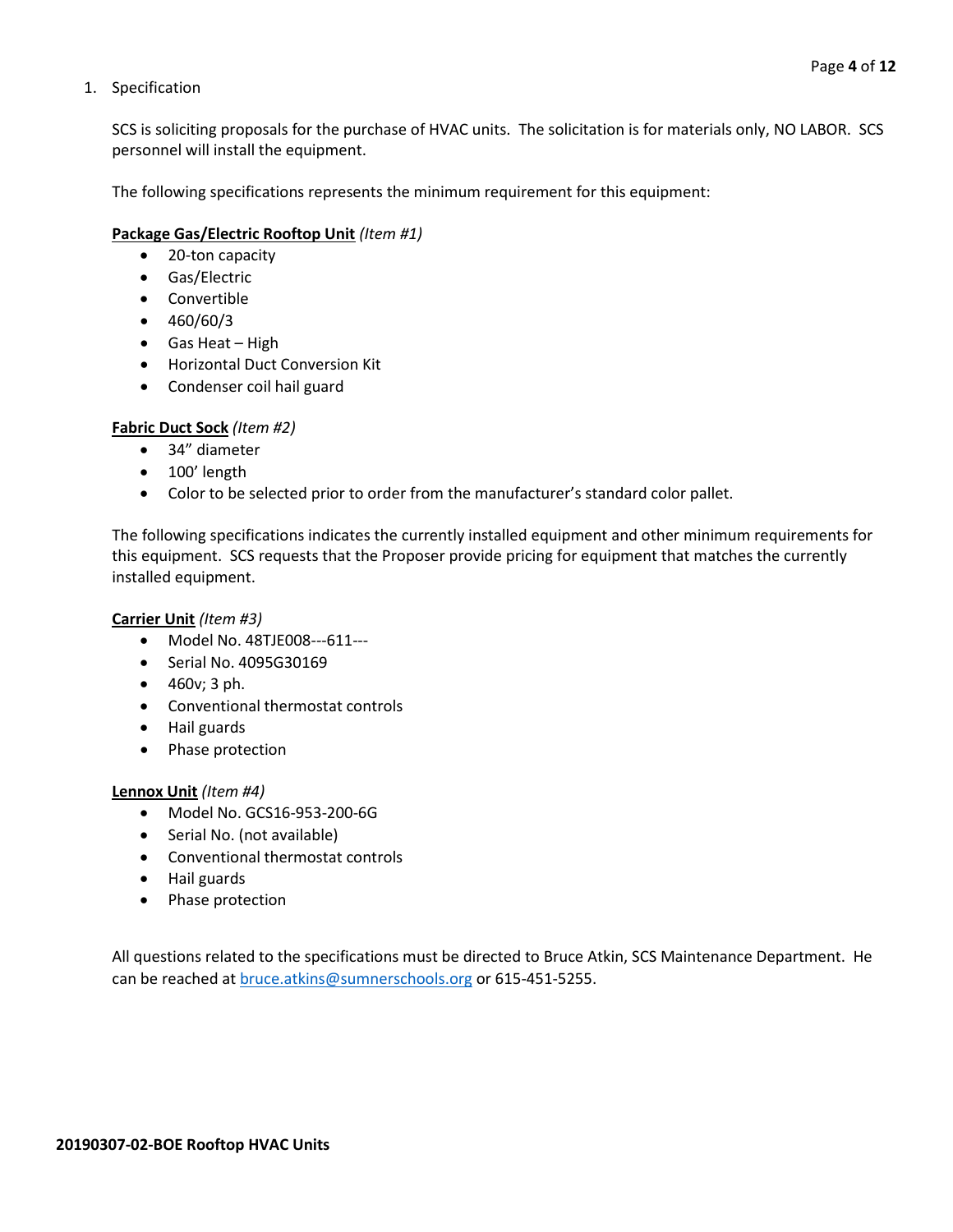1. Specification

   SCS is soliciting proposals for the purchase of HVAC units. The solicitation is for materials only, NO LABOR. SCS personnel will install the equipment.

   The following specifications represents the minimum requirement for this equipment:

   **Package Gas/Electric Rooftop Unit** *(Item #1)*
   - 20-ton capacity
   - Gas/Electric
   - Convertible
   - 460/60/3
   - Gas Heat – High
   - Horizontal Duct Conversion Kit
   - Condenser coil hail guard

   **Fabric Duct Sock** *(Item #2)*
   - 34" diameter
   - 100' length
   - Color to be selected prior to order from the manufacturer's standard color pallet.

   The following specifications indicates the currently installed equipment and other minimum requirements for this equipment. SCS requests that the Proposer provide pricing for equipment that matches the currently installed equipment.

   **Carrier Unit** *(Item #3)*
   - Model No. 48TJE008---611---
   - Serial No. 4095G30169
   - 460v; 3 ph.
   - Conventional thermostat controls
   - Hail guards
   - Phase protection

   **Lennox Unit** *(Item #4)*
   - Model No. GCS16-953-200-6G
   - Serial No. (not available)
   - Conventional thermostat controls
   - Hail guards
   - Phase protection

   All questions related to the specifications must be directed to Bruce Atkin, SCS Maintenance Department. He can be reached at bruce.atkins@sumnerschools.org or 615-451-5255.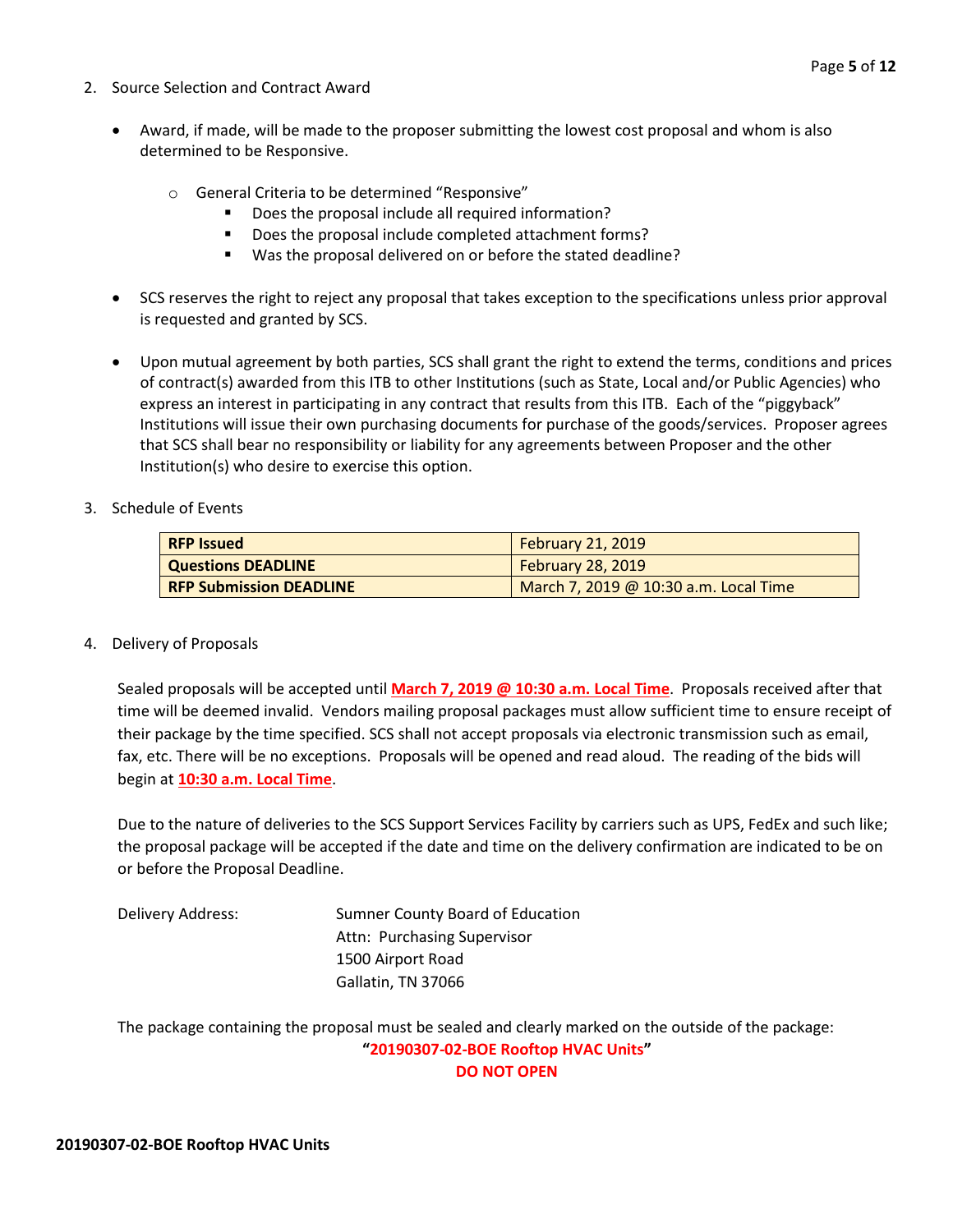2. Source Selection and Contract Award

- Award, if made, will be made to the proposer submitting the lowest cost proposal and whom is also determined to be Responsive.
  - General Criteria to be determined "Responsive"
    - Does the proposal include all required information?
    - Does the proposal include completed attachment forms?
    - Was the proposal delivered on or before the stated deadline?

- SCS reserves the right to reject any proposal that takes exception to the specifications unless prior approval is requested and granted by SCS.

- Upon mutual agreement by both parties, SCS shall grant the right to extend the terms, conditions and prices of contract(s) awarded from this ITB to other Institutions (such as State, Local and/or Public Agencies) who express an interest in participating in any contract that results from this ITB. Each of the "piggyback" Institutions will issue their own purchasing documents for purchase of the goods/services. Proposer agrees that SCS shall bear no responsibility or liability for any agreements between Proposer and the other Institution(s) who desire to exercise this option.

3. Schedule of Events

| | |
|---|---|
| **RFP Issued** | February 21, 2019 |
| **Questions DEADLINE** | February 28, 2019 |
| **RFP Submission DEADLINE** | March 7, 2019 @ 10:30 a.m. Local Time |

4. Delivery of Proposals

Sealed proposals will be accepted until **March 7, 2019 @ 10:30 a.m. Local Time**. Proposals received after that time will be deemed invalid. Vendors mailing proposal packages must allow sufficient time to ensure receipt of their package by the time specified. SCS shall not accept proposals via electronic transmission such as email, fax, etc. There will be no exceptions. Proposals will be opened and read aloud. The reading of the bids will begin at **10:30 a.m. Local Time**.

Due to the nature of deliveries to the SCS Support Services Facility by carriers such as UPS, FedEx and such like; the proposal package will be accepted if the date and time on the delivery confirmation are indicated to be on or before the Proposal Deadline.

Delivery Address: Sumner County Board of Education
Attn: Purchasing Supervisor
1500 Airport Road
Gallatin, TN 37066

The package containing the proposal must be sealed and clearly marked on the outside of the package:

**"20190307-02-BOE Rooftop HVAC Units"**

**DO NOT OPEN**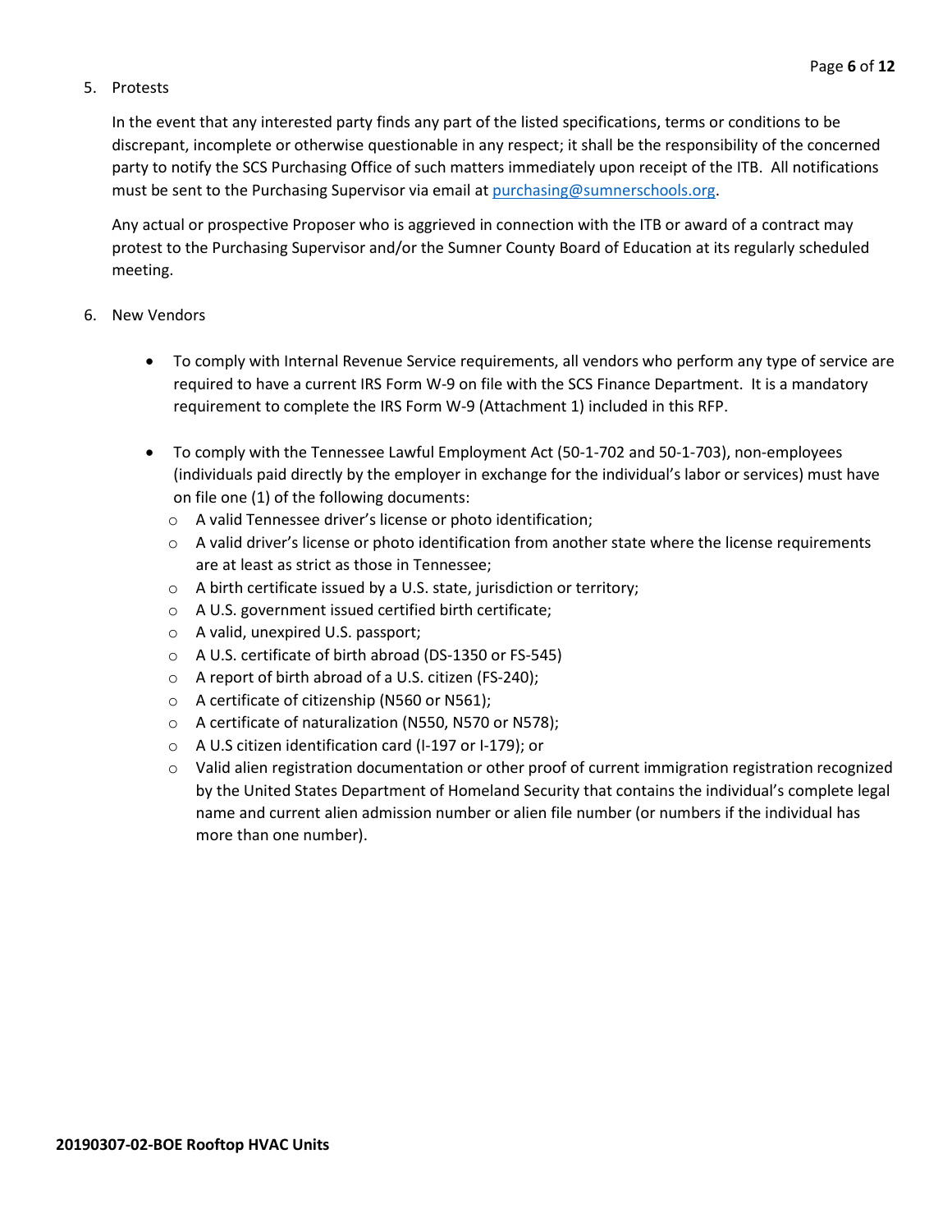5. Protests

   In the event that any interested party finds any part of the listed specifications, terms or conditions to be discrepant, incomplete or otherwise questionable in any respect; it shall be the responsibility of the concerned party to notify the SCS Purchasing Office of such matters immediately upon receipt of the ITB. All notifications must be sent to the Purchasing Supervisor via email at [purchasing@sumnerschools.org](mailto:purchasing@sumnerschools.org).

   Any actual or prospective Proposer who is aggrieved in connection with the ITB or award of a contract may protest to the Purchasing Supervisor and/or the Sumner County Board of Education at its regularly scheduled meeting.

6. New Vendors

   - To comply with Internal Revenue Service requirements, all vendors who perform any type of service are required to have a current IRS Form W-9 on file with the SCS Finance Department. It is a mandatory requirement to complete the IRS Form W-9 (Attachment 1) included in this RFP.

   - To comply with the Tennessee Lawful Employment Act (50-1-702 and 50-1-703), non-employees (individuals paid directly by the employer in exchange for the individual's labor or services) must have on file one (1) of the following documents:
     - A valid Tennessee driver's license or photo identification;
     - A valid driver's license or photo identification from another state where the license requirements are at least as strict as those in Tennessee;
     - A birth certificate issued by a U.S. state, jurisdiction or territory;
     - A U.S. government issued certified birth certificate;
     - A valid, unexpired U.S. passport;
     - A U.S. certificate of birth abroad (DS-1350 or FS-545)
     - A report of birth abroad of a U.S. citizen (FS-240);
     - A certificate of citizenship (N560 or N561);
     - A certificate of naturalization (N550, N570 or N578);
     - A U.S citizen identification card (I-197 or I-179); or
     - Valid alien registration documentation or other proof of current immigration registration recognized by the United States Department of Homeland Security that contains the individual's complete legal name and current alien admission number or alien file number (or numbers if the individual has more than one number).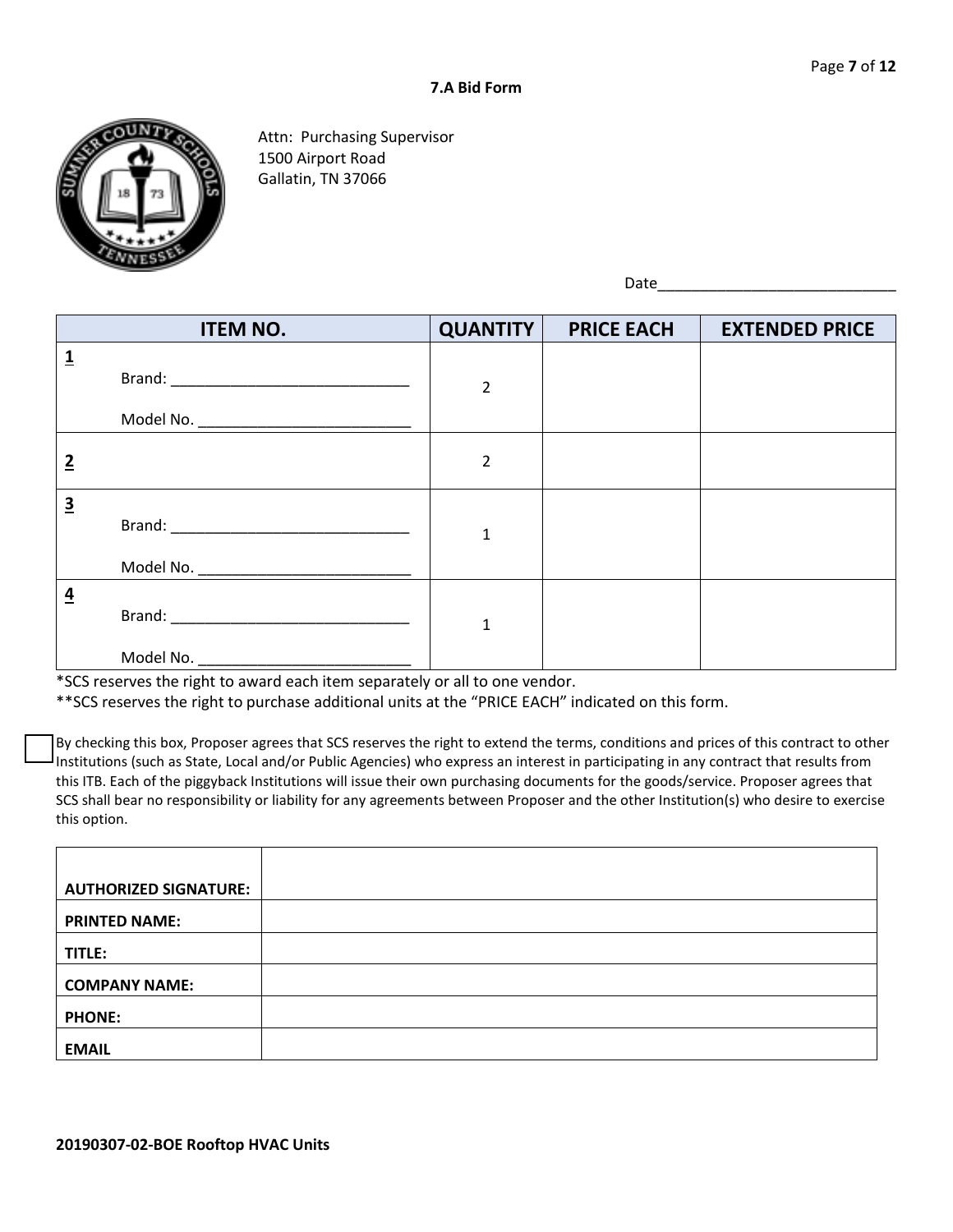### 7.A Bid Form

Attn: Purchasing Supervisor
1500 Airport Road
Gallatin, TN 37066

Date____________________________

| ITEM NO. | QUANTITY | PRICE EACH | EXTENDED PRICE |
|---|---|---|---|
| **1** Brand: ____________________________ Model No. _________________________ | 2 | | |
| **2** | 2 | | |
| **3** Brand: ____________________________ Model No. _________________________ | 1 | | |
| **4** Brand: ____________________________ Model No. _________________________ | 1 | | |

*SCS reserves the right to award each item separately or all to one vendor.
**SCS reserves the right to purchase additional units at the "PRICE EACH" indicated on this form.

☐ By checking this box, Proposer agrees that SCS reserves the right to extend the terms, conditions and prices of this contract to other Institutions (such as State, Local and/or Public Agencies) who express an interest in participating in any contract that results from this ITB. Each of the piggyback Institutions will issue their own purchasing documents for the goods/service. Proposer agrees that SCS shall bear no responsibility or liability for any agreements between Proposer and the other Institution(s) who desire to exercise this option.

| | |
|---|---|
| **AUTHORIZED SIGNATURE:** | |
| **PRINTED NAME:** | |
| **TITLE:** | |
| **COMPANY NAME:** | |
| **PHONE:** | |
| **EMAIL** | |

**20190307-02-BOE Rooftop HVAC Units**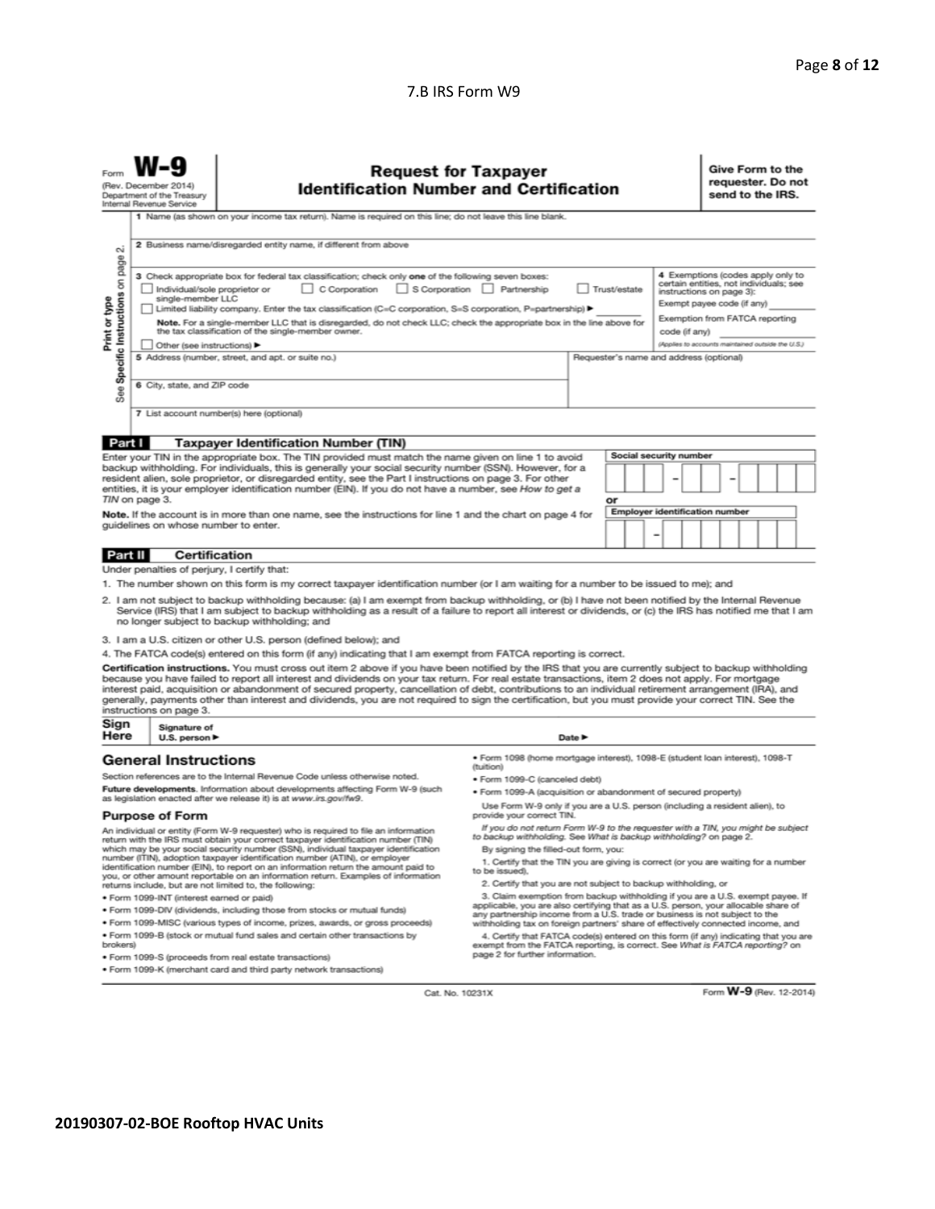7.B IRS Form W9

Form **W-9**
(Rev. December 2014)
Department of the Treasury
Internal Revenue Service

# Request for Taxpayer Identification Number and Certification

**Give Form to the requester. Do not send to the IRS.**

Print or type
See Specific Instructions on page 2.

1 Name (as shown on your income tax return). Name is required on this line; do not leave this line blank.

2 Business name/disregarded entity name, if different from above

3 Check appropriate box for federal tax classification; check only **one** of the following seven boxes:
☐ Individual/sole proprietor or single-member LLC ☐ C Corporation ☐ S Corporation ☐ Partnership ☐ Trust/estate
☐ Limited liability company. Enter the tax classification (C=C corporation, S=S corporation, P=partnership) ▶
**Note.** For a single-member LLC that is disregarded, do not check LLC; check the appropriate box in the line above for the tax classification of the single-member owner.
☐ Other (see instructions) ▶

4 Exemptions (codes apply only to certain entities, not individuals; see instructions on page 3):
Exempt payee code (if any)
Exemption from FATCA reporting code (if any)
(Applies to accounts maintained outside the U.S.)

5 Address (number, street, and apt. or suite no.)

Requester's name and address (optional)

6 City, state, and ZIP code

7 List account number(s) here (optional)

## Part I Taxpayer Identification Number (TIN)

Enter your TIN in the appropriate box. The TIN provided must match the name given on line 1 to avoid backup withholding. For individuals, this is generally your social security number (SSN). However, for a resident alien, sole proprietor, or disregarded entity, see the Part I instructions on page 3. For other entities, it is your employer identification number (EIN). If you do not have a number, see *How to get a TIN* on page 3.

**Note.** If the account is in more than one name, see the instructions for line 1 and the chart on page 4 for guidelines on whose number to enter.

**Social security number**

or

**Employer identification number**

## Part II Certification

Under penalties of perjury, I certify that:

1. The number shown on this form is my correct taxpayer identification number (or I am waiting for a number to be issued to me); and
2. I am not subject to backup withholding because: (a) I am exempt from backup withholding, or (b) I have not been notified by the Internal Revenue Service (IRS) that I am subject to backup withholding as a result of a failure to report all interest or dividends, or (c) the IRS has notified me that I am no longer subject to backup withholding; and
3. I am a U.S. citizen or other U.S. person (defined below); and
4. The FATCA code(s) entered on this form (if any) indicating that I am exempt from FATCA reporting is correct.

**Certification instructions.** You must cross out item 2 above if you have been notified by the IRS that you are currently subject to backup withholding because you have failed to report all interest and dividends on your tax return. For real estate transactions, item 2 does not apply. For mortgage interest paid, acquisition or abandonment of secured property, cancellation of debt, contributions to an individual retirement arrangement (IRA), and generally, payments other than interest and dividends, you are not required to sign the certification, but you must provide your correct TIN. See the instructions on page 3.

**Sign Here** Signature of U.S. person ▶ Date ▶

## General Instructions

Section references are to the Internal Revenue Code unless otherwise noted.

**Future developments**. Information about developments affecting Form W-9 (such as legislation enacted after we release it) is at *www.irs.gov/fw9*.

### Purpose of Form

An individual or entity (Form W-9 requester) who is required to file an information return with the IRS must obtain your correct taxpayer identification number (TIN) which may be your social security number (SSN), individual taxpayer identification number (ITIN), adoption taxpayer identification number (ATIN), or employer identification number (EIN), to report on an information return the amount paid to you, or other amount reportable on an information return. Examples of information returns include, but are not limited to, the following:

- Form 1099-INT (interest earned or paid)
- Form 1099-DIV (dividends, including those from stocks or mutual funds)
- Form 1099-MISC (various types of income, prizes, awards, or gross proceeds)
- Form 1099-B (stock or mutual fund sales and certain other transactions by brokers)
- Form 1099-S (proceeds from real estate transactions)
- Form 1099-K (merchant card and third party network transactions)
- Form 1098 (home mortgage interest), 1098-E (student loan interest), 1098-T (tuition)
- Form 1099-C (canceled debt)
- Form 1099-A (acquisition or abandonment of secured property)

Use Form W-9 only if you are a U.S. person (including a resident alien), to provide your correct TIN.

*If you do not return Form W-9 to the requester with a TIN, you might be subject to backup withholding. See What is backup withholding? on page 2.*

By signing the filled-out form, you:

1. Certify that the TIN you are giving is correct (or you are waiting for a number to be issued),
2. Certify that you are not subject to backup withholding, or
3. Claim exemption from backup withholding if you are a U.S. exempt payee. If applicable, you are also certifying that as a U.S. person, your allocable share of any partnership income from a U.S. trade or business is not subject to the withholding tax on foreign partners' share of effectively connected income, and
4. Certify that FATCA code(s) entered on this form (if any) indicating that you are exempt from the FATCA reporting, is correct. See *What is FATCA reporting?* on page 2 for further information.

Cat. No. 10231X

Form **W-9** (Rev. 12-2014)

**20190307-02-BOE Rooftop HVAC Units**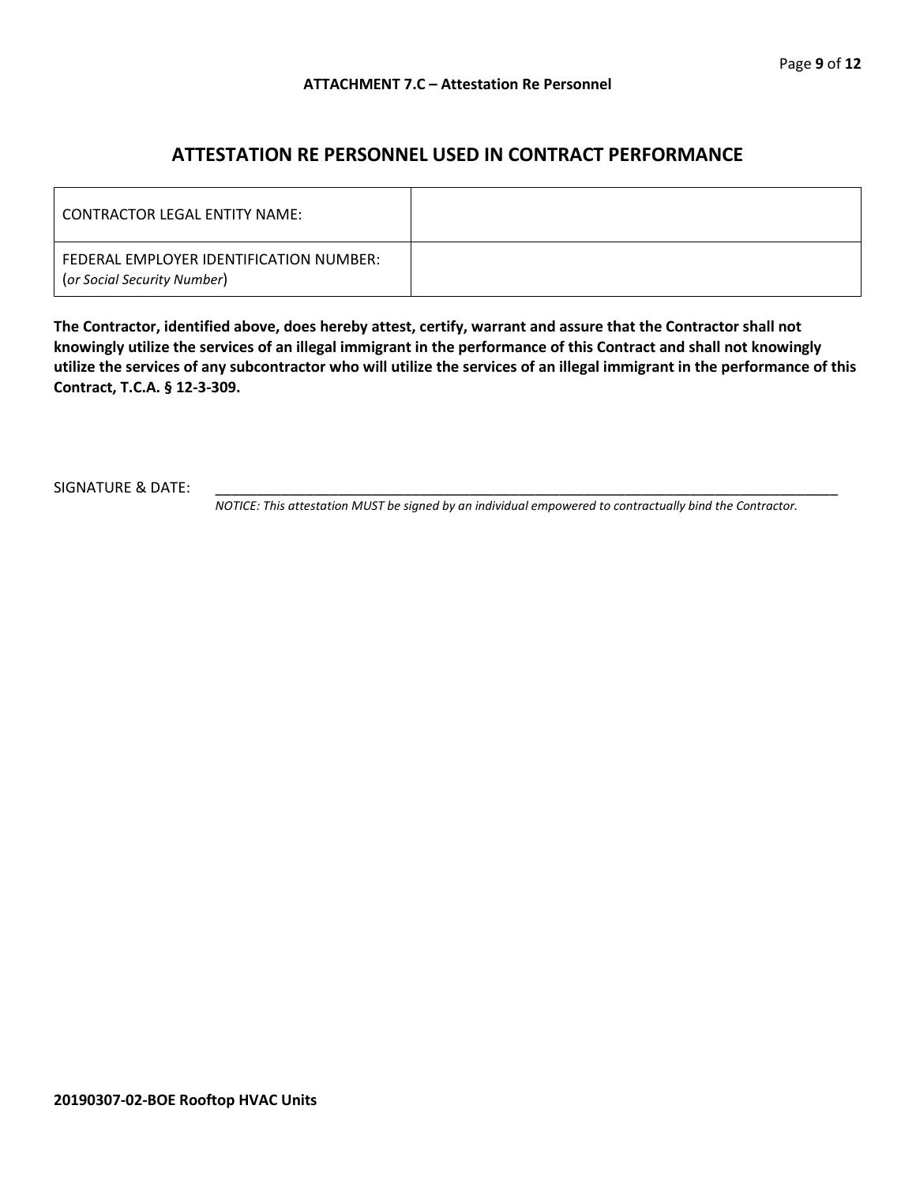**ATTACHMENT 7.C – Attestation Re Personnel**

## ATTESTATION RE PERSONNEL USED IN CONTRACT PERFORMANCE

| | |
|---|---|
| CONTRACTOR LEGAL ENTITY NAME: | |
| FEDERAL EMPLOYER IDENTIFICATION NUMBER: (*or Social Security Number*) | |

**The Contractor, identified above, does hereby attest, certify, warrant and assure that the Contractor shall not knowingly utilize the services of an illegal immigrant in the performance of this Contract and shall not knowingly utilize the services of any subcontractor who will utilize the services of an illegal immigrant in the performance of this Contract, T.C.A. § 12-3-309.**

SIGNATURE & DATE: ______________________________________________________________________________

*NOTICE: This attestation MUST be signed by an individual empowered to contractually bind the Contractor.*

**20190307-02-BOE Rooftop HVAC Units**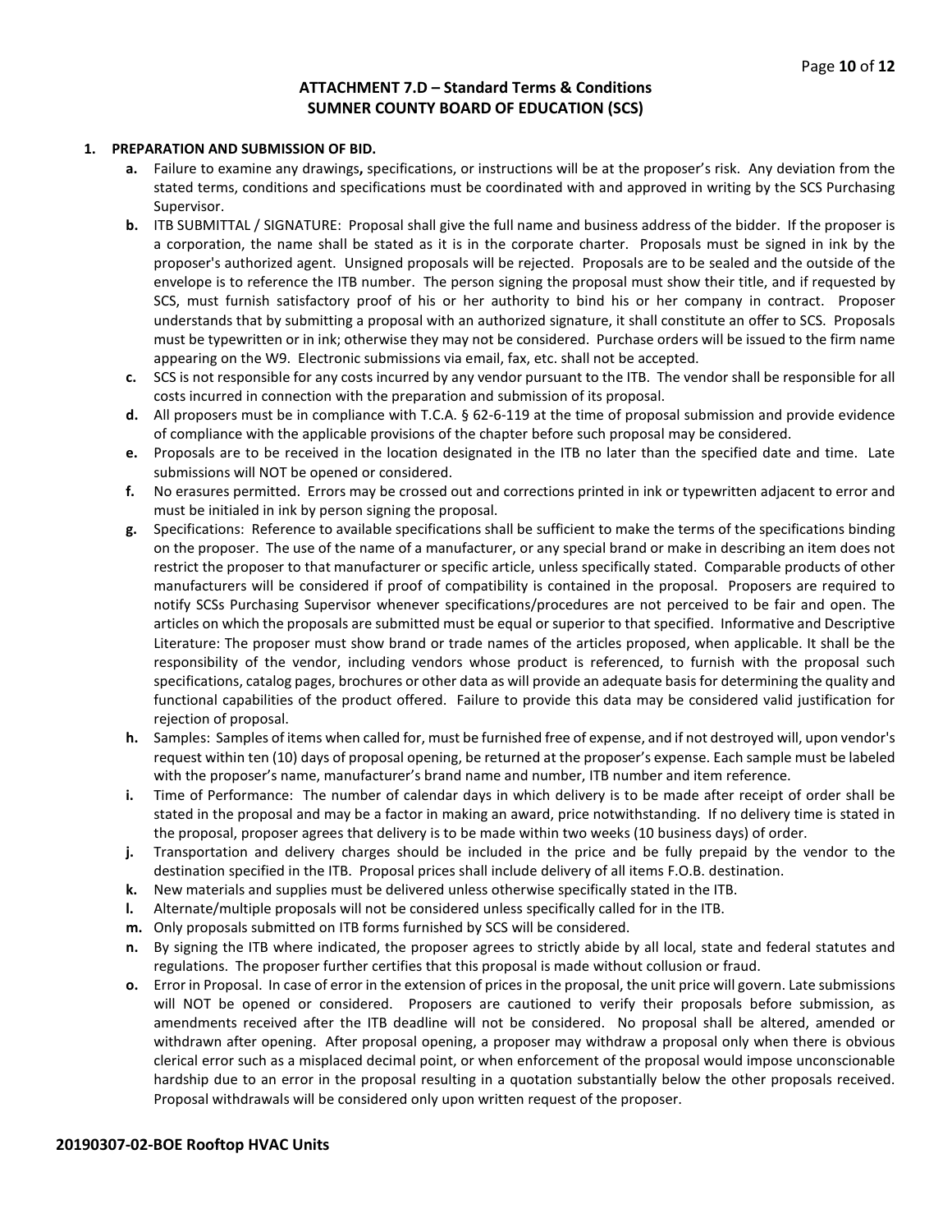## ATTACHMENT 7.D – Standard Terms & Conditions
## SUMNER COUNTY BOARD OF EDUCATION (SCS)

**1. PREPARATION AND SUBMISSION OF BID.**

- **a.** Failure to examine any drawings**,** specifications, or instructions will be at the proposer's risk. Any deviation from the stated terms, conditions and specifications must be coordinated with and approved in writing by the SCS Purchasing Supervisor.
- **b.** ITB SUBMITTAL / SIGNATURE: Proposal shall give the full name and business address of the bidder. If the proposer is a corporation, the name shall be stated as it is in the corporate charter. Proposals must be signed in ink by the proposer's authorized agent. Unsigned proposals will be rejected. Proposals are to be sealed and the outside of the envelope is to reference the ITB number. The person signing the proposal must show their title, and if requested by SCS, must furnish satisfactory proof of his or her authority to bind his or her company in contract. Proposer understands that by submitting a proposal with an authorized signature, it shall constitute an offer to SCS. Proposals must be typewritten or in ink; otherwise they may not be considered. Purchase orders will be issued to the firm name appearing on the W9. Electronic submissions via email, fax, etc. shall not be accepted.
- **c.** SCS is not responsible for any costs incurred by any vendor pursuant to the ITB. The vendor shall be responsible for all costs incurred in connection with the preparation and submission of its proposal.
- **d.** All proposers must be in compliance with T.C.A. § 62-6-119 at the time of proposal submission and provide evidence of compliance with the applicable provisions of the chapter before such proposal may be considered.
- **e.** Proposals are to be received in the location designated in the ITB no later than the specified date and time. Late submissions will NOT be opened or considered.
- **f.** No erasures permitted. Errors may be crossed out and corrections printed in ink or typewritten adjacent to error and must be initialed in ink by person signing the proposal.
- **g.** Specifications: Reference to available specifications shall be sufficient to make the terms of the specifications binding on the proposer. The use of the name of a manufacturer, or any special brand or make in describing an item does not restrict the proposer to that manufacturer or specific article, unless specifically stated. Comparable products of other manufacturers will be considered if proof of compatibility is contained in the proposal. Proposers are required to notify SCSs Purchasing Supervisor whenever specifications/procedures are not perceived to be fair and open. The articles on which the proposals are submitted must be equal or superior to that specified. Informative and Descriptive Literature: The proposer must show brand or trade names of the articles proposed, when applicable. It shall be the responsibility of the vendor, including vendors whose product is referenced, to furnish with the proposal such specifications, catalog pages, brochures or other data as will provide an adequate basis for determining the quality and functional capabilities of the product offered. Failure to provide this data may be considered valid justification for rejection of proposal.
- **h.** Samples: Samples of items when called for, must be furnished free of expense, and if not destroyed will, upon vendor's request within ten (10) days of proposal opening, be returned at the proposer's expense. Each sample must be labeled with the proposer's name, manufacturer's brand name and number, ITB number and item reference.
- **i.** Time of Performance: The number of calendar days in which delivery is to be made after receipt of order shall be stated in the proposal and may be a factor in making an award, price notwithstanding. If no delivery time is stated in the proposal, proposer agrees that delivery is to be made within two weeks (10 business days) of order.
- **j.** Transportation and delivery charges should be included in the price and be fully prepaid by the vendor to the destination specified in the ITB. Proposal prices shall include delivery of all items F.O.B. destination.
- **k.** New materials and supplies must be delivered unless otherwise specifically stated in the ITB.
- **l.** Alternate/multiple proposals will not be considered unless specifically called for in the ITB.
- **m.** Only proposals submitted on ITB forms furnished by SCS will be considered.
- **n.** By signing the ITB where indicated, the proposer agrees to strictly abide by all local, state and federal statutes and regulations. The proposer further certifies that this proposal is made without collusion or fraud.
- **o.** Error in Proposal. In case of error in the extension of prices in the proposal, the unit price will govern. Late submissions will NOT be opened or considered. Proposers are cautioned to verify their proposals before submission, as amendments received after the ITB deadline will not be considered. No proposal shall be altered, amended or withdrawn after opening. After proposal opening, a proposer may withdraw a proposal only when there is obvious clerical error such as a misplaced decimal point, or when enforcement of the proposal would impose unconscionable hardship due to an error in the proposal resulting in a quotation substantially below the other proposals received. Proposal withdrawals will be considered only upon written request of the proposer.

**20190307-02-BOE Rooftop HVAC Units**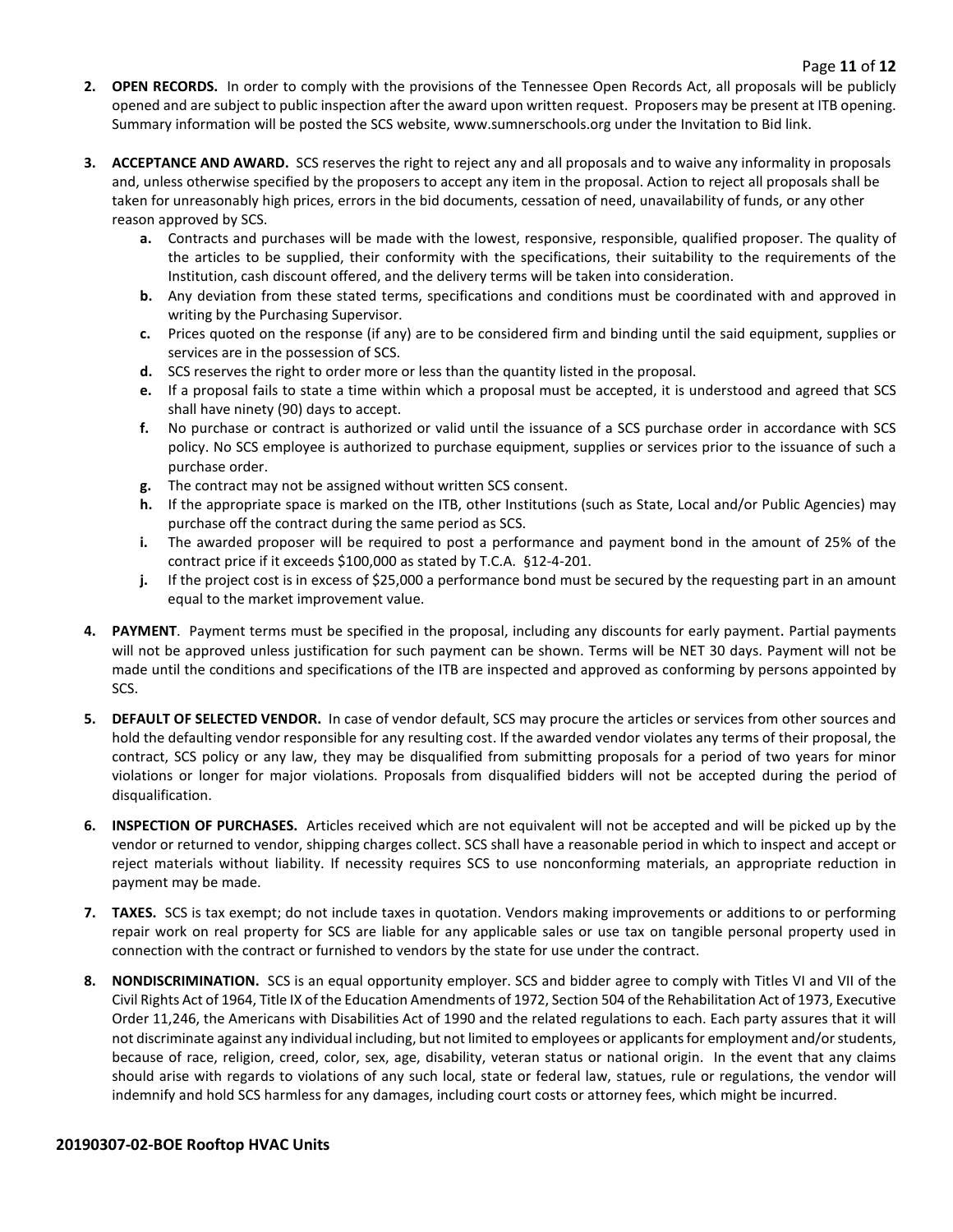2. **OPEN RECORDS.** In order to comply with the provisions of the Tennessee Open Records Act, all proposals will be publicly opened and are subject to public inspection after the award upon written request. Proposers may be present at ITB opening. Summary information will be posted the SCS website, www.sumnerschools.org under the Invitation to Bid link.

3. **ACCEPTANCE AND AWARD.** SCS reserves the right to reject any and all proposals and to waive any informality in proposals and, unless otherwise specified by the proposers to accept any item in the proposal. Action to reject all proposals shall be taken for unreasonably high prices, errors in the bid documents, cessation of need, unavailability of funds, or any other reason approved by SCS.
   - **a.** Contracts and purchases will be made with the lowest, responsive, responsible, qualified proposer. The quality of the articles to be supplied, their conformity with the specifications, their suitability to the requirements of the Institution, cash discount offered, and the delivery terms will be taken into consideration.
   - **b.** Any deviation from these stated terms, specifications and conditions must be coordinated with and approved in writing by the Purchasing Supervisor.
   - **c.** Prices quoted on the response (if any) are to be considered firm and binding until the said equipment, supplies or services are in the possession of SCS.
   - **d.** SCS reserves the right to order more or less than the quantity listed in the proposal.
   - **e.** If a proposal fails to state a time within which a proposal must be accepted, it is understood and agreed that SCS shall have ninety (90) days to accept.
   - **f.** No purchase or contract is authorized or valid until the issuance of a SCS purchase order in accordance with SCS policy. No SCS employee is authorized to purchase equipment, supplies or services prior to the issuance of such a purchase order.
   - **g.** The contract may not be assigned without written SCS consent.
   - **h.** If the appropriate space is marked on the ITB, other Institutions (such as State, Local and/or Public Agencies) may purchase off the contract during the same period as SCS.
   - **i.** The awarded proposer will be required to post a performance and payment bond in the amount of 25% of the contract price if it exceeds $100,000 as stated by T.C.A. §12-4-201.
   - **j.** If the project cost is in excess of $25,000 a performance bond must be secured by the requesting part in an amount equal to the market improvement value.

4. **PAYMENT**. Payment terms must be specified in the proposal, including any discounts for early payment. Partial payments will not be approved unless justification for such payment can be shown. Terms will be NET 30 days. Payment will not be made until the conditions and specifications of the ITB are inspected and approved as conforming by persons appointed by SCS.

5. **DEFAULT OF SELECTED VENDOR.** In case of vendor default, SCS may procure the articles or services from other sources and hold the defaulting vendor responsible for any resulting cost. If the awarded vendor violates any terms of their proposal, the contract, SCS policy or any law, they may be disqualified from submitting proposals for a period of two years for minor violations or longer for major violations. Proposals from disqualified bidders will not be accepted during the period of disqualification.

6. **INSPECTION OF PURCHASES.** Articles received which are not equivalent will not be accepted and will be picked up by the vendor or returned to vendor, shipping charges collect. SCS shall have a reasonable period in which to inspect and accept or reject materials without liability. If necessity requires SCS to use nonconforming materials, an appropriate reduction in payment may be made.

7. **TAXES.** SCS is tax exempt; do not include taxes in quotation. Vendors making improvements or additions to or performing repair work on real property for SCS are liable for any applicable sales or use tax on tangible personal property used in connection with the contract or furnished to vendors by the state for use under the contract.

8. **NONDISCRIMINATION.** SCS is an equal opportunity employer. SCS and bidder agree to comply with Titles VI and VII of the Civil Rights Act of 1964, Title IX of the Education Amendments of 1972, Section 504 of the Rehabilitation Act of 1973, Executive Order 11,246, the Americans with Disabilities Act of 1990 and the related regulations to each. Each party assures that it will not discriminate against any individual including, but not limited to employees or applicants for employment and/or students, because of race, religion, creed, color, sex, age, disability, veteran status or national origin. In the event that any claims should arise with regards to violations of any such local, state or federal law, statues, rule or regulations, the vendor will indemnify and hold SCS harmless for any damages, including court costs or attorney fees, which might be incurred.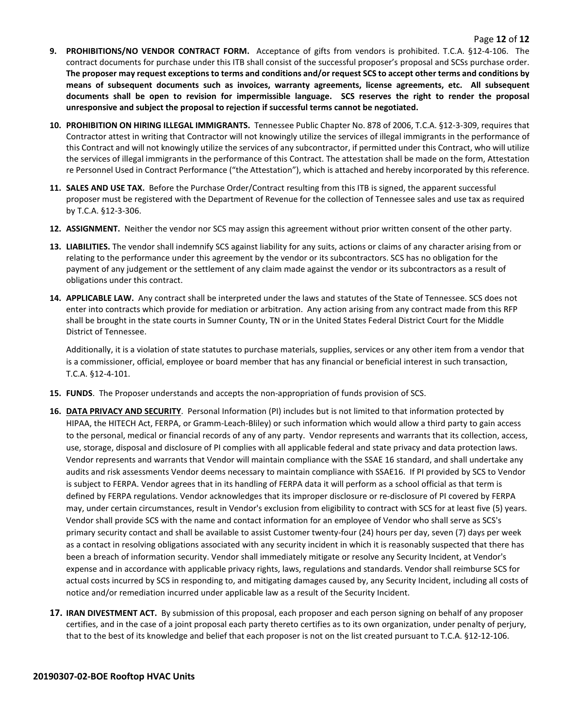9. **PROHIBITIONS/NO VENDOR CONTRACT FORM.** Acceptance of gifts from vendors is prohibited. T.C.A. §12-4-106. The contract documents for purchase under this ITB shall consist of the successful proposer's proposal and SCSs purchase order. **The proposer may request exceptions to terms and conditions and/or request SCS to accept other terms and conditions by means of subsequent documents such as invoices, warranty agreements, license agreements, etc. All subsequent documents shall be open to revision for impermissible language. SCS reserves the right to render the proposal unresponsive and subject the proposal to rejection if successful terms cannot be negotiated.**

10. **PROHIBITION ON HIRING ILLEGAL IMMIGRANTS.** Tennessee Public Chapter No. 878 of 2006, T.C.A. §12-3-309, requires that Contractor attest in writing that Contractor will not knowingly utilize the services of illegal immigrants in the performance of this Contract and will not knowingly utilize the services of any subcontractor, if permitted under this Contract, who will utilize the services of illegal immigrants in the performance of this Contract. The attestation shall be made on the form, Attestation re Personnel Used in Contract Performance ("the Attestation"), which is attached and hereby incorporated by this reference.

11. **SALES AND USE TAX.** Before the Purchase Order/Contract resulting from this ITB is signed, the apparent successful proposer must be registered with the Department of Revenue for the collection of Tennessee sales and use tax as required by T.C.A. §12-3-306.

12. **ASSIGNMENT.** Neither the vendor nor SCS may assign this agreement without prior written consent of the other party.

13. **LIABILITIES.** The vendor shall indemnify SCS against liability for any suits, actions or claims of any character arising from or relating to the performance under this agreement by the vendor or its subcontractors. SCS has no obligation for the payment of any judgement or the settlement of any claim made against the vendor or its subcontractors as a result of obligations under this contract.

14. **APPLICABLE LAW.** Any contract shall be interpreted under the laws and statutes of the State of Tennessee. SCS does not enter into contracts which provide for mediation or arbitration. Any action arising from any contract made from this RFP shall be brought in the state courts in Sumner County, TN or in the United States Federal District Court for the Middle District of Tennessee.

    Additionally, it is a violation of state statutes to purchase materials, supplies, services or any other item from a vendor that is a commissioner, official, employee or board member that has any financial or beneficial interest in such transaction, T.C.A. §12-4-101.

15. **FUNDS**. The Proposer understands and accepts the non-appropriation of funds provision of SCS.

16. **<u>DATA PRIVACY AND SECURITY</u>**. Personal Information (PI) includes but is not limited to that information protected by HIPAA, the HITECH Act, FERPA, or Gramm-Leach-Bliley) or such information which would allow a third party to gain access to the personal, medical or financial records of any of any party. Vendor represents and warrants that its collection, access, use, storage, disposal and disclosure of PI complies with all applicable federal and state privacy and data protection laws. Vendor represents and warrants that Vendor will maintain compliance with the SSAE 16 standard, and shall undertake any audits and risk assessments Vendor deems necessary to maintain compliance with SSAE16. If PI provided by SCS to Vendor is subject to FERPA. Vendor agrees that in its handling of FERPA data it will perform as a school official as that term is defined by FERPA regulations. Vendor acknowledges that its improper disclosure or re-disclosure of PI covered by FERPA may, under certain circumstances, result in Vendor's exclusion from eligibility to contract with SCS for at least five (5) years. Vendor shall provide SCS with the name and contact information for an employee of Vendor who shall serve as SCS's primary security contact and shall be available to assist Customer twenty-four (24) hours per day, seven (7) days per week as a contact in resolving obligations associated with any security incident in which it is reasonably suspected that there has been a breach of information security. Vendor shall immediately mitigate or resolve any Security Incident, at Vendor's expense and in accordance with applicable privacy rights, laws, regulations and standards. Vendor shall reimburse SCS for actual costs incurred by SCS in responding to, and mitigating damages caused by, any Security Incident, including all costs of notice and/or remediation incurred under applicable law as a result of the Security Incident.

17. **IRAN DIVESTMENT ACT.** By submission of this proposal, each proposer and each person signing on behalf of any proposer certifies, and in the case of a joint proposal each party thereto certifies as to its own organization, under penalty of perjury, that to the best of its knowledge and belief that each proposer is not on the list created pursuant to T.C.A. §12-12-106.

**20190307-02-BOE Rooftop HVAC Units**